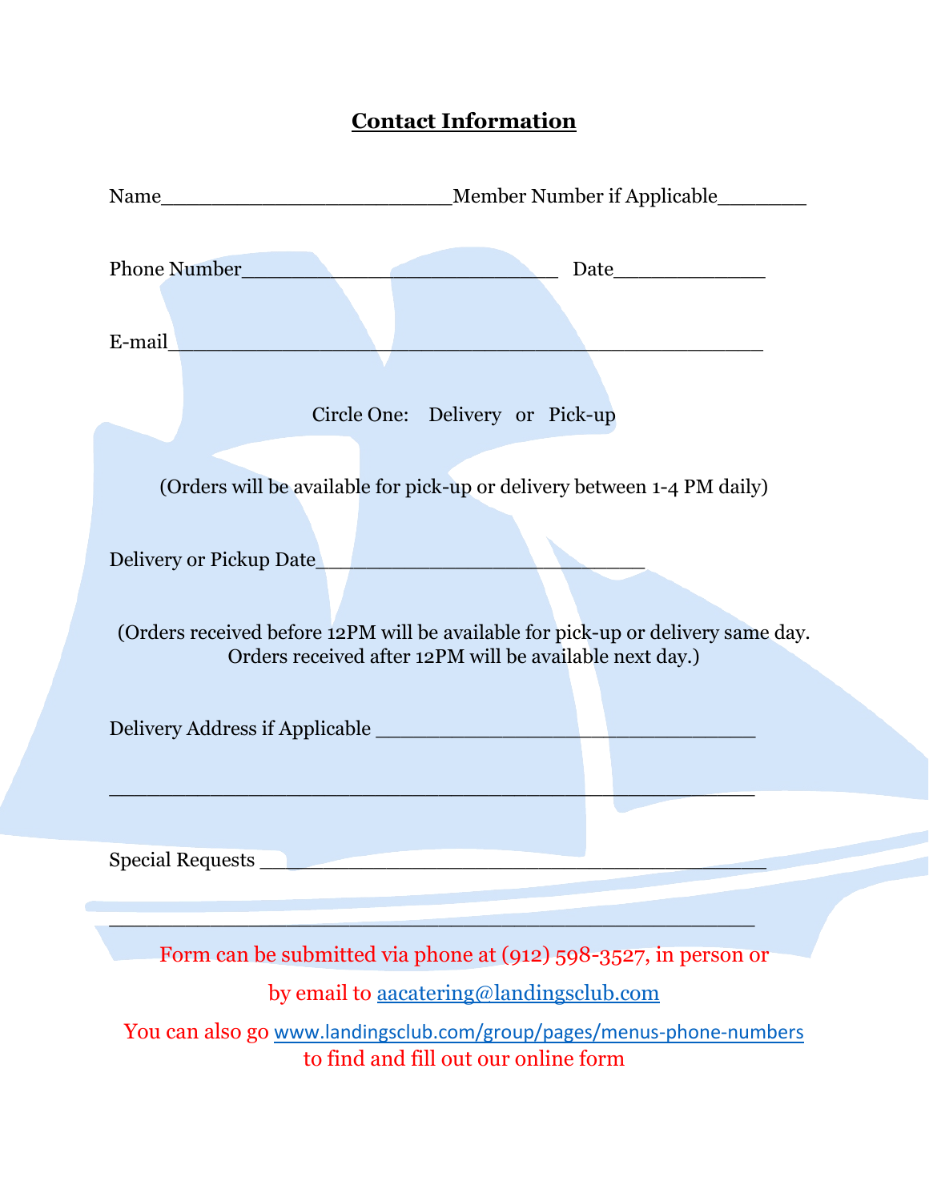## Contact Information

Name_________________________Member Number if Applicable________

Phone Number___________________________ Date_____________

E-mail___________________________________________________

Circle One: Delivery or Pick-up

(Orders will be available for pick-up or delivery between 1-4 PM daily)

Delivery or Pickup Date____________________________

(Orders received before 12PM will be available for pick-up or delivery same day. Orders received after 12PM will be available next day.)

Delivery Address if Applicable _________________________________

_______________________________________________________

Special Requests ________________________________________

_______________________________________________________

Form can be submitted via phone at (912) 598-3527, in person or by email to [aacatering@landingsclub.com](mailto:aacatering@landingsclub.com)

You can also go [www.landingsclub.com/group/pages/menus-phone-numbers](http://www.landingsclub.com/group/pages/menus-phone-numbers) to find and fill out our online form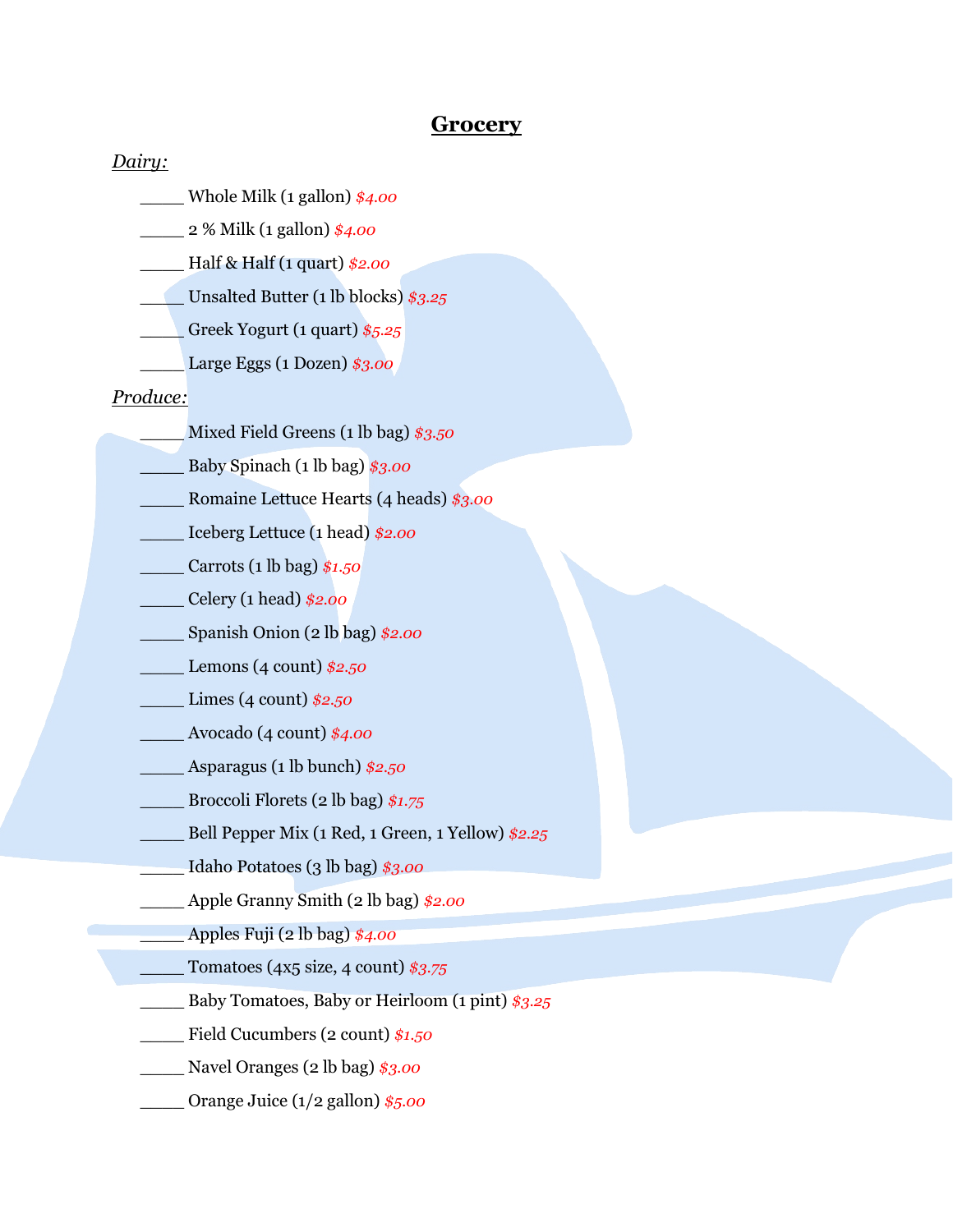# Grocery

*Dairy:*

_____ Whole Milk (1 gallon) *$4.00*

_____ 2 % Milk (1 gallon) *$4.00*

_____ Half & Half (1 quart) *$2.00*

_____ Unsalted Butter (1 lb blocks) *$3.25*

_____ Greek Yogurt (1 quart) *$5.25*

_____ Large Eggs (1 Dozen) *$3.00*

*Produce:*

_____ Mixed Field Greens (1 lb bag) *$3.50*

_____ Baby Spinach (1 lb bag) *$3.00*

_____ Romaine Lettuce Hearts (4 heads) *$3.00*

_____ Iceberg Lettuce (1 head) *$2.00*

_____ Carrots (1 lb bag) *$1.50*

_____ Celery (1 head) *$2.00*

_____ Spanish Onion (2 lb bag) *$2.00*

_____ Lemons (4 count) *$2.50*

_____ Limes (4 count) *$2.50*

_____ Avocado (4 count) *$4.00*

_____ Asparagus (1 lb bunch) *$2.50*

_____ Broccoli Florets (2 lb bag) *$1.75*

_____ Bell Pepper Mix (1 Red, 1 Green, 1 Yellow) *$2.25*

_____ Idaho Potatoes (3 lb bag) *$3.00*

_____ Apple Granny Smith (2 lb bag) *$2.00*

_____ Apples Fuji (2 lb bag) *$4.00*

_____ Tomatoes (4x5 size, 4 count) *$3.75*

_____ Baby Tomatoes, Baby or Heirloom (1 pint) *$3.25*

_____ Field Cucumbers (2 count) *$1.50*

_____ Navel Oranges (2 lb bag) *$3.00*

_____ Orange Juice (1/2 gallon) *$5.00*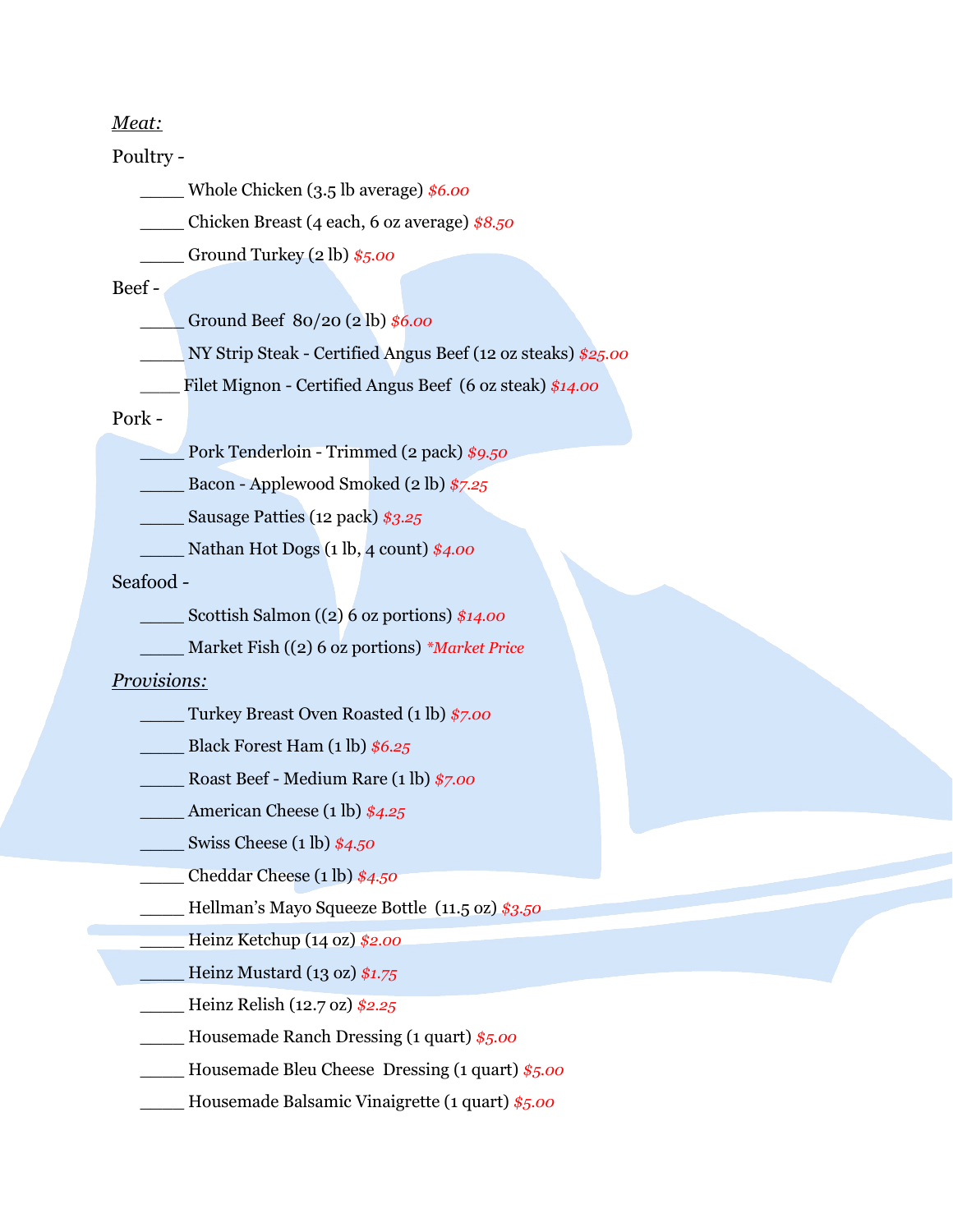*Meat:*

Poultry -

_____ Whole Chicken (3.5 lb average) *$6.00*

_____ Chicken Breast (4 each, 6 oz average) *$8.50*

_____ Ground Turkey (2 lb) *$5.00*

Beef -

_____ Ground Beef 80/20 (2 lb) *$6.00*

_____ NY Strip Steak - Certified Angus Beef (12 oz steaks) *$25.00*

____ Filet Mignon - Certified Angus Beef (6 oz steak) *$14.00*

Pork -

_____ Pork Tenderloin - Trimmed (2 pack) *$9.50*

_____ Bacon - Applewood Smoked (2 lb) *$7.25*

_____ Sausage Patties (12 pack) *$3.25*

_____ Nathan Hot Dogs (1 lb, 4 count) *$4.00*

Seafood -

_____ Scottish Salmon ((2) 6 oz portions) *$14.00*

_____ Market Fish ((2) 6 oz portions) *\*Market Price*

*Provisions:*

_____ Turkey Breast Oven Roasted (1 lb) *$7.00*

_____ Black Forest Ham (1 lb) *$6.25*

_____ Roast Beef - Medium Rare (1 lb) *$7.00*

_____ American Cheese (1 lb) *$4.25*

_____ Swiss Cheese (1 lb) *$4.50*

_____ Cheddar Cheese (1 lb) *$4.50*

_____ Hellman's Mayo Squeeze Bottle (11.5 oz) *$3.50*

_____ Heinz Ketchup (14 oz) *$2.00*

_____ Heinz Mustard (13 oz) *$1.75*

_____ Heinz Relish (12.7 oz) *$2.25*

_____ Housemade Ranch Dressing (1 quart) *$5.00*

_____ Housemade Bleu Cheese Dressing (1 quart) *$5.00*

_____ Housemade Balsamic Vinaigrette (1 quart) *$5.00*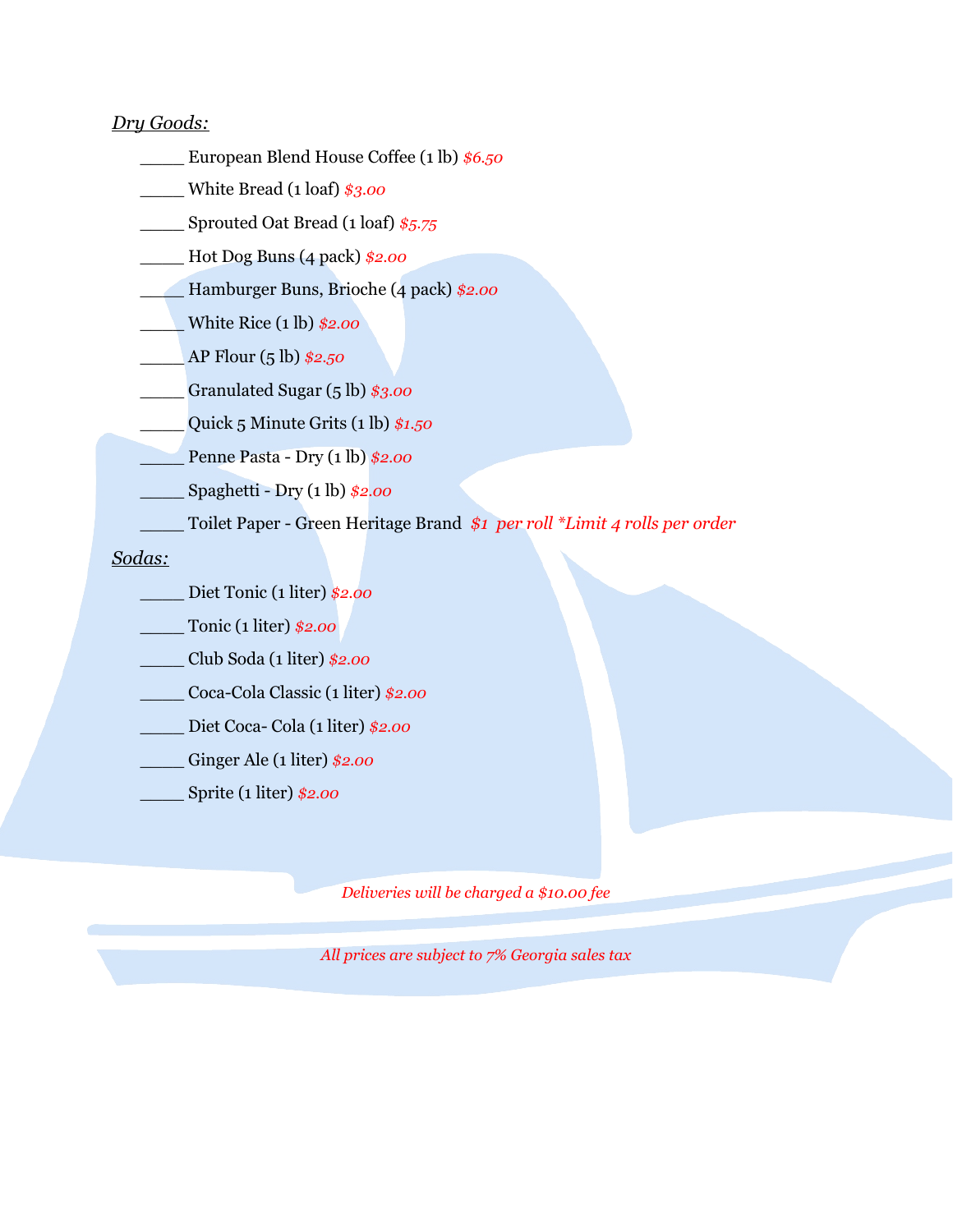*Dry Goods:*

_____ European Blend House Coffee (1 lb) *$6.50*

_____ White Bread (1 loaf) *$3.00*

_____ Sprouted Oat Bread (1 loaf) *$5.75*

_____ Hot Dog Buns (4 pack) *$2.00*

_____ Hamburger Buns, Brioche (4 pack) *$2.00*

_____ White Rice (1 lb) *$2.00*

_____ AP Flour (5 lb) *$2.50*

_____ Granulated Sugar (5 lb) *$3.00*

_____ Quick 5 Minute Grits (1 lb) *$1.50*

_____ Penne Pasta - Dry (1 lb) *$2.00*

_____ Spaghetti - Dry (1 lb) *$2.00*

_____ Toilet Paper - Green Heritage Brand *$1 per roll *Limit 4 rolls per order*

*Sodas:*

_____ Diet Tonic (1 liter) *$2.00*

_____ Tonic (1 liter) *$2.00*

_____ Club Soda (1 liter) *$2.00*

_____ Coca-Cola Classic (1 liter) *$2.00*

_____ Diet Coca- Cola (1 liter) *$2.00*

_____ Ginger Ale (1 liter) *$2.00*

_____ Sprite (1 liter) *$2.00*

*Deliveries will be charged a $10.00 fee*

*All prices are subject to 7% Georgia sales tax*